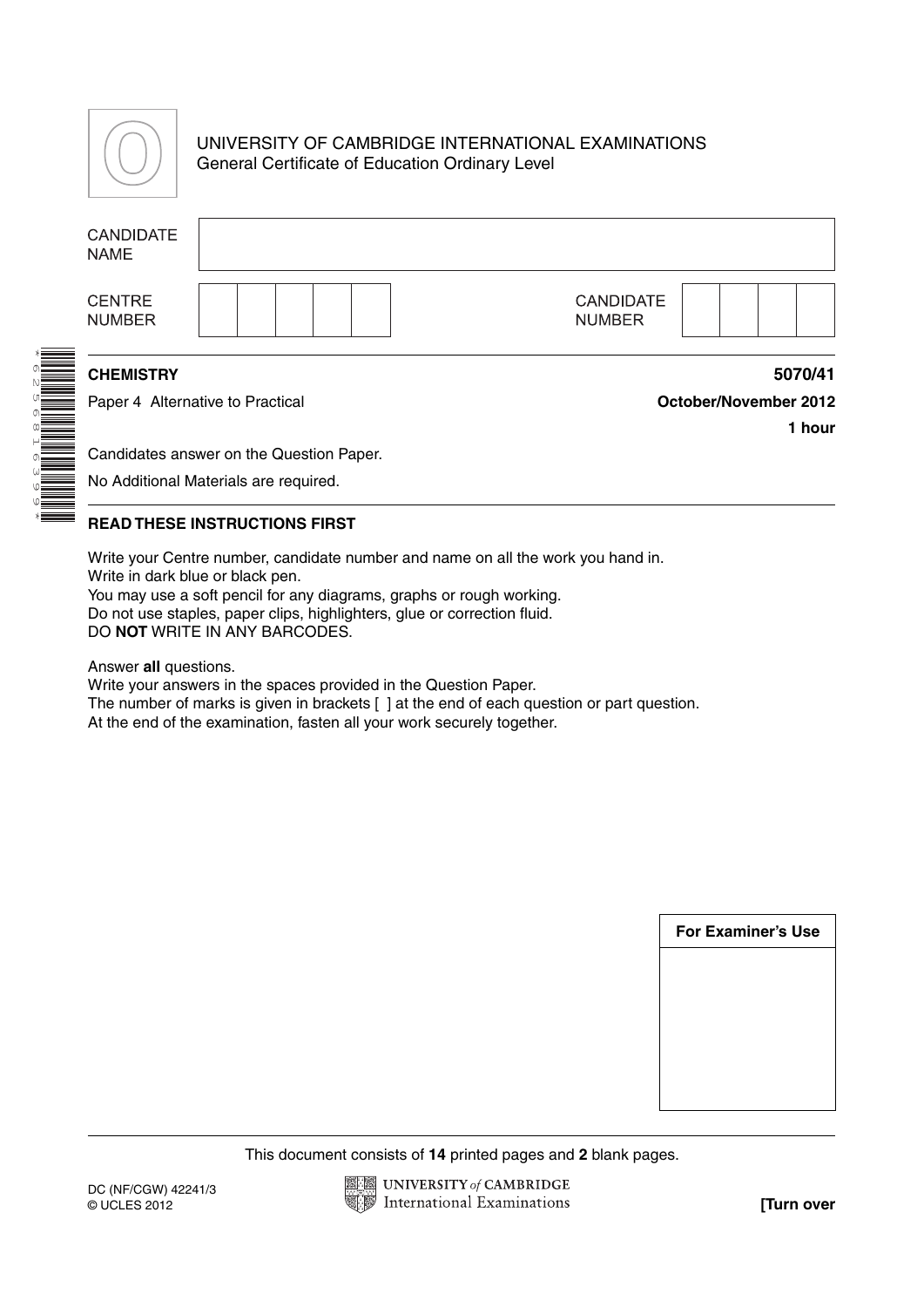# UNIVERSITY OF CAMBRIDGE INTERNATIONAL EXAMINATIONS
General Certificate of Education Ordinary Level

| CANDIDATE NAME | |
|---|---|

| CENTRE NUMBER | | | | | | CANDIDATE NUMBER | | | | |
|---|---|---|---|---|---|---|---|---|---|---|

**CHEMISTRY** **5070/41**

Paper 4 Alternative to Practical **October/November 2012**

**1 hour**

Candidates answer on the Question Paper.

No Additional Materials are required.

**READ THESE INSTRUCTIONS FIRST**

Write your Centre number, candidate number and name on all the work you hand in.
Write in dark blue or black pen.
You may use a soft pencil for any diagrams, graphs or rough working.
Do not use staples, paper clips, highlighters, glue or correction fluid.
DO **NOT** WRITE IN ANY BARCODES.

Answer **all** questions.
Write your answers in the spaces provided in the Question Paper.
The number of marks is given in brackets [ ] at the end of each question or part question.
At the end of the examination, fasten all your work securely together.

| For Examiner's Use |
|---|
| |

This document consists of **14** printed pages and **2** blank pages.

DC (NF/CGW) 42241/3
© UCLES 2012

**[Turn over**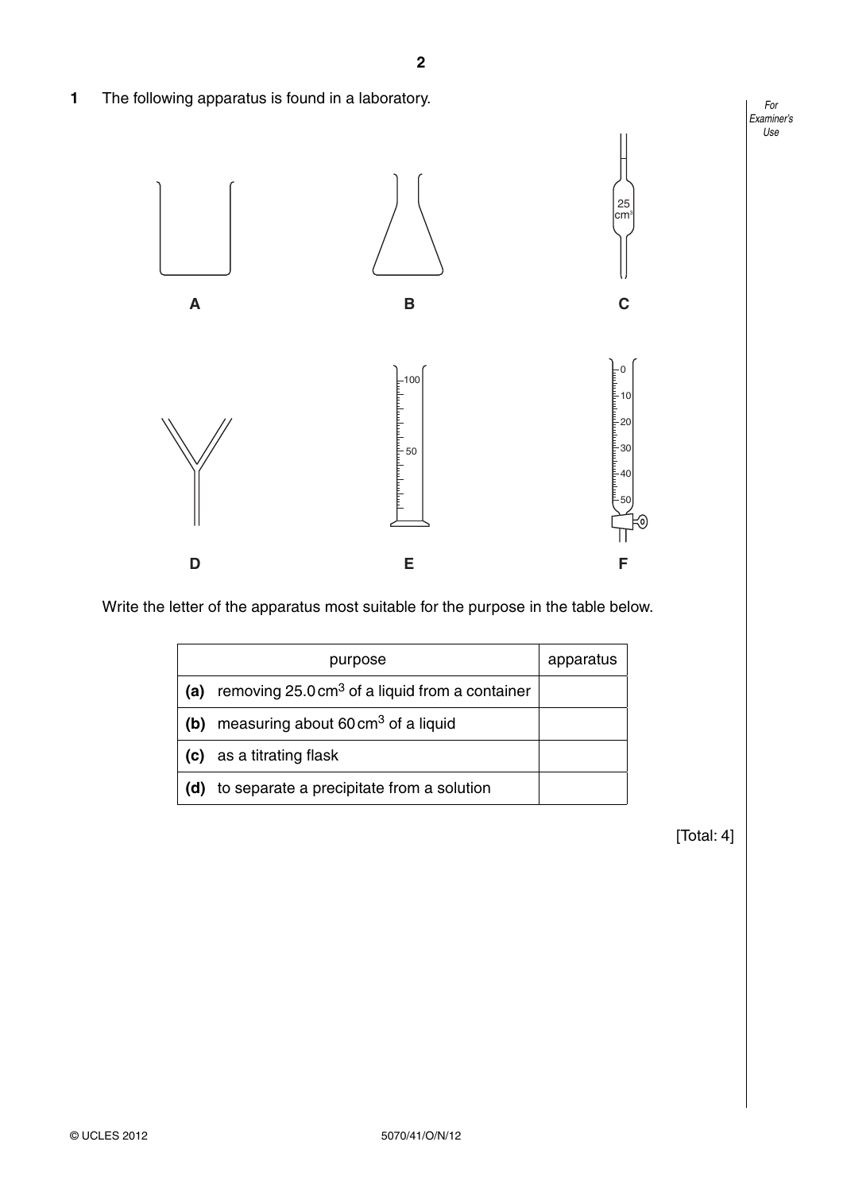**1** The following apparatus is found in a laboratory.

A B C

D E F

Write the letter of the apparatus most suitable for the purpose in the table below.

| purpose | apparatus |
|---|---|
| **(a)** removing 25.0 $cm^3$ of a liquid from a container | |
| **(b)** measuring about 60 $cm^3$ of a liquid | |
| **(c)** as a titrating flask | |
| **(d)** to separate a precipitate from a solution | |

[Total: 4]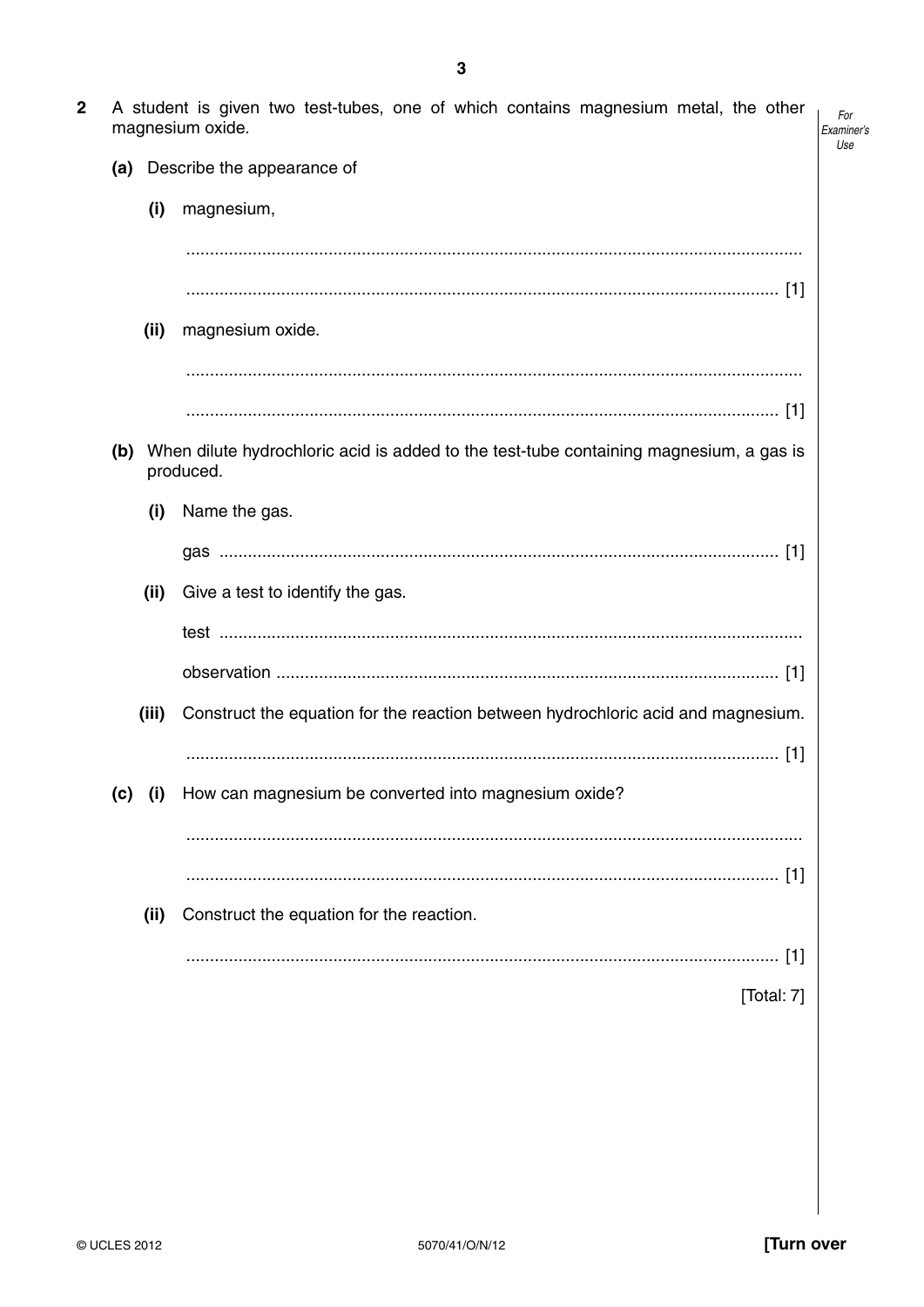**2** A student is given two test-tubes, one of which contains magnesium metal, the other magnesium oxide.

**(a)** Describe the appearance of

**(i)** magnesium,

..........................................................................................................................

.......................................................................................................................... [1]

**(ii)** magnesium oxide.

..........................................................................................................................

.......................................................................................................................... [1]

**(b)** When dilute hydrochloric acid is added to the test-tube containing magnesium, a gas is produced.

**(i)** Name the gas.

gas .................................................................................................................. [1]

**(ii)** Give a test to identify the gas.

test ..................................................................................................................

observation ...................................................................................................... [1]

**(iii)** Construct the equation for the reaction between hydrochloric acid and magnesium.

.......................................................................................................................... [1]

**(c)** **(i)** How can magnesium be converted into magnesium oxide?

..........................................................................................................................

.......................................................................................................................... [1]

**(ii)** Construct the equation for the reaction.

.......................................................................................................................... [1]

[Total: 7]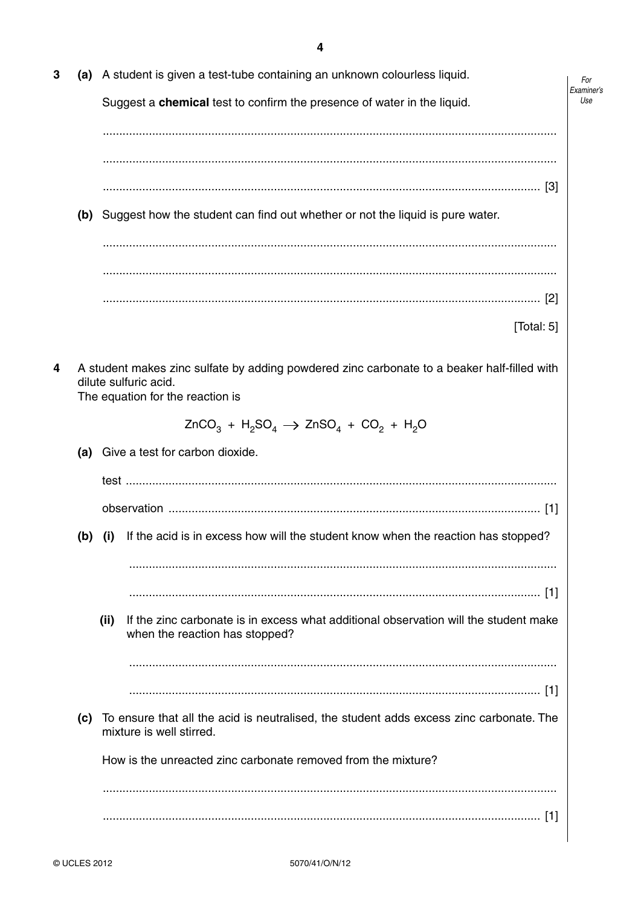**3** **(a)** A student is given a test-tube containing an unknown colourless liquid.

Suggest a **chemical** test to confirm the presence of water in the liquid.

..........................................................................................................................................

..........................................................................................................................................

.................................................................................................................................... [3]

**(b)** Suggest how the student can find out whether or not the liquid is pure water.

..........................................................................................................................................

..........................................................................................................................................

.................................................................................................................................... [2]

[Total: 5]

**4** A student makes zinc sulfate by adding powdered zinc carbonate to a beaker half-filled with dilute sulfuric acid.
The equation for the reaction is

$$ZnCO_3 + H_2SO_4 \rightarrow ZnSO_4 + CO_2 + H_2O$$

**(a)** Give a test for carbon dioxide.

test ..................................................................................................................................

observation ................................................................................................................ [1]

**(b)** **(i)** If the acid is in excess how will the student know when the reaction has stopped?

..........................................................................................................................................

.................................................................................................................................... [1]

**(ii)** If the zinc carbonate is in excess what additional observation will the student make when the reaction has stopped?

..........................................................................................................................................

.................................................................................................................................... [1]

**(c)** To ensure that all the acid is neutralised, the student adds excess zinc carbonate. The mixture is well stirred.

How is the unreacted zinc carbonate removed from the mixture?

..........................................................................................................................................

.................................................................................................................................... [1]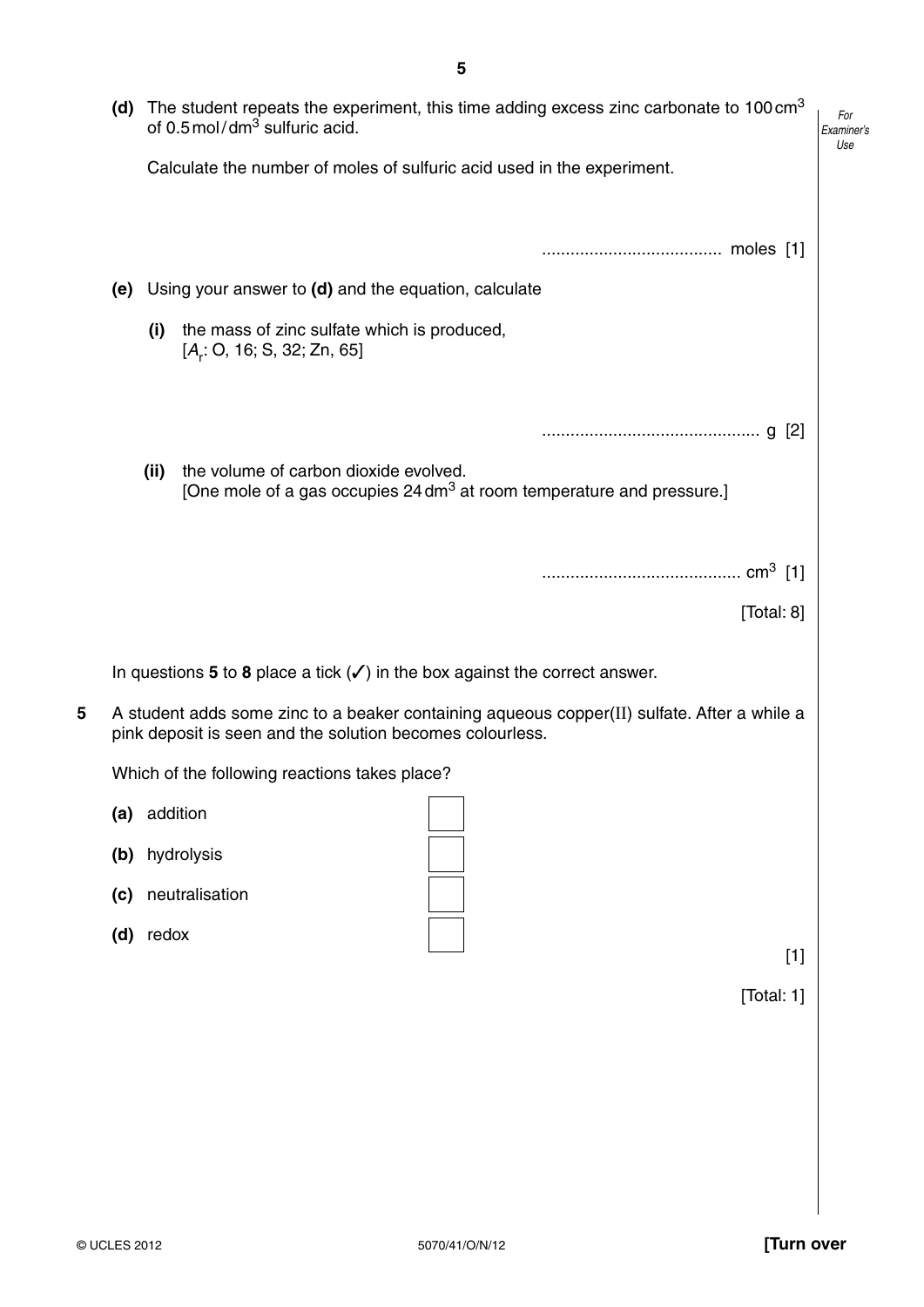**(d)** The student repeats the experiment, this time adding excess zinc carbonate to 100 $cm^3$ of 0.5 mol / $dm^3$ sulfuric acid.

Calculate the number of moles of sulfuric acid used in the experiment.

...................................... moles [1]

**(e)** Using your answer to **(d)** and the equation, calculate

**(i)** the mass of zinc sulfate which is produced,
[$A_r$: O, 16; S, 32; Zn, 65]

.............................................. g [2]

**(ii)** the volume of carbon dioxide evolved.
[One mole of a gas occupies 24 $dm^3$ at room temperature and pressure.]

.......................................... $cm^3$ [1]

[Total: 8]

In questions **5** to **8** place a tick (✓) in the box against the correct answer.

**5** A student adds some zinc to a beaker containing aqueous copper(II) sulfate. After a while a pink deposit is seen and the solution becomes colourless.

Which of the following reactions takes place?

**(a)** addition ☐

**(b)** hydrolysis ☐

**(c)** neutralisation ☐

**(d)** redox ☐

[1]

[Total: 1]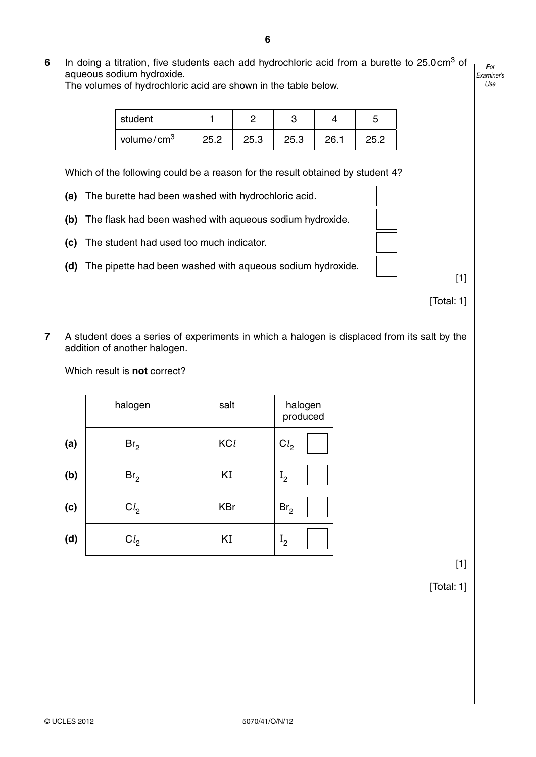**6** In doing a titration, five students each add hydrochloric acid from a burette to 25.0 $cm^3$ of aqueous sodium hydroxide.
The volumes of hydrochloric acid are shown in the table below.

| student | 1 | 2 | 3 | 4 | 5 |
|---|---|---|---|---|---|
| volume / $cm^3$ | 25.2 | 25.3 | 25.3 | 26.1 | 25.2 |

Which of the following could be a reason for the result obtained by student 4?

**(a)** The burette had been washed with hydrochloric acid. ☐

**(b)** The flask had been washed with aqueous sodium hydroxide. ☐

**(c)** The student had used too much indicator. ☐

**(d)** The pipette had been washed with aqueous sodium hydroxide. ☐

[1]

[Total: 1]

**7** A student does a series of experiments in which a halogen is displaced from its salt by the addition of another halogen.

Which result is **not** correct?

| | halogen | salt | halogen produced |
|---|---|---|---|
| **(a)** | $Br_2$ | $KCl$ | $Cl_2$ ☐ |
| **(b)** | $Br_2$ | $KI$ | $I_2$ ☐ |
| **(c)** | $Cl_2$ | $KBr$ | $Br_2$ ☐ |
| **(d)** | $Cl_2$ | $KI$ | $I_2$ ☐ |

[1]

[Total: 1]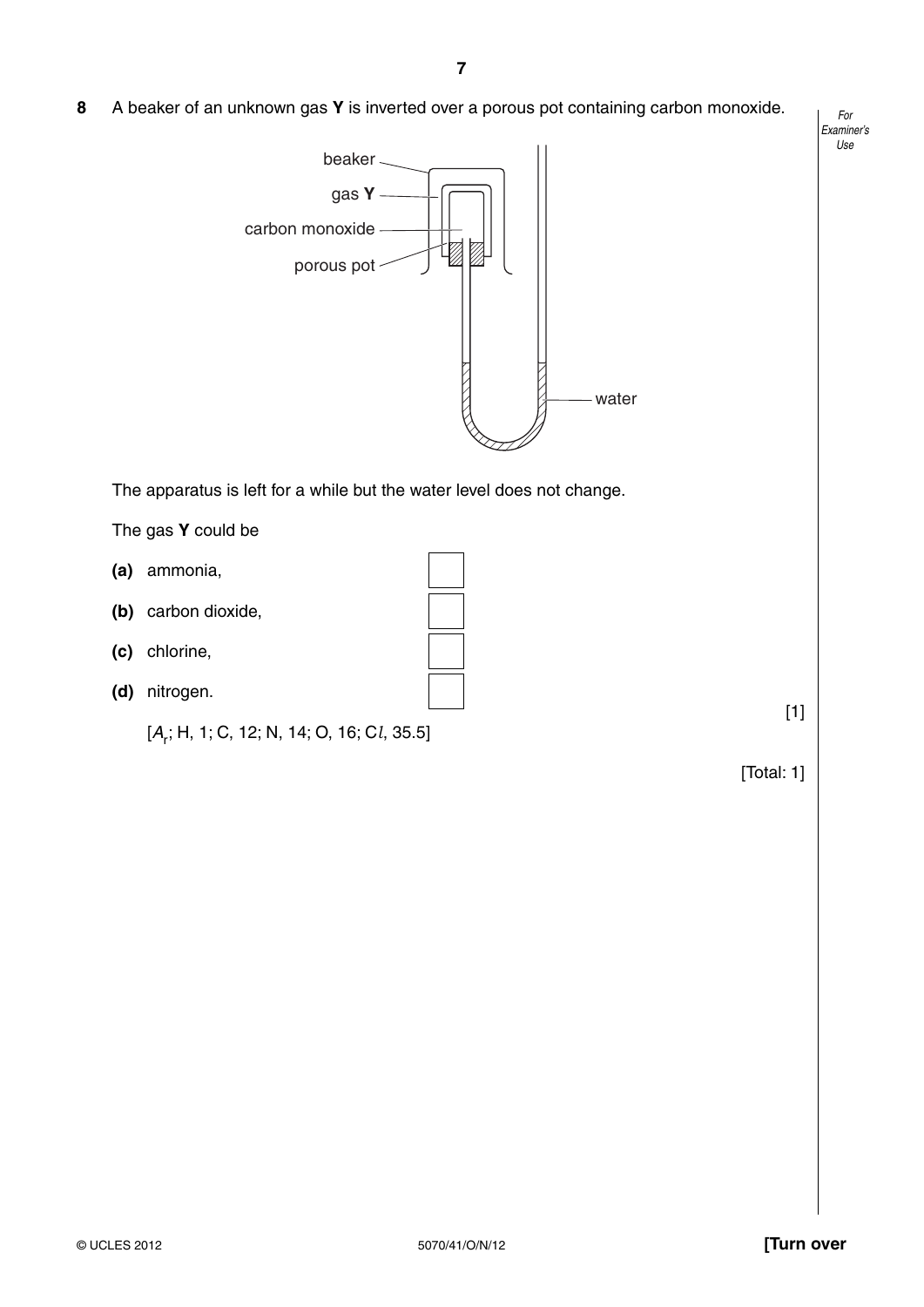**8** A beaker of an unknown gas **Y** is inverted over a porous pot containing carbon monoxide.

The apparatus is left for a while but the water level does not change.

The gas **Y** could be

**(a)** ammonia,

**(b)** carbon dioxide,

**(c)** chlorine,

**(d)** nitrogen.

[$A_r$; H, 1; C, 12; N, 14; O, 16; C*l*, 35.5]

[1]

[Total: 1]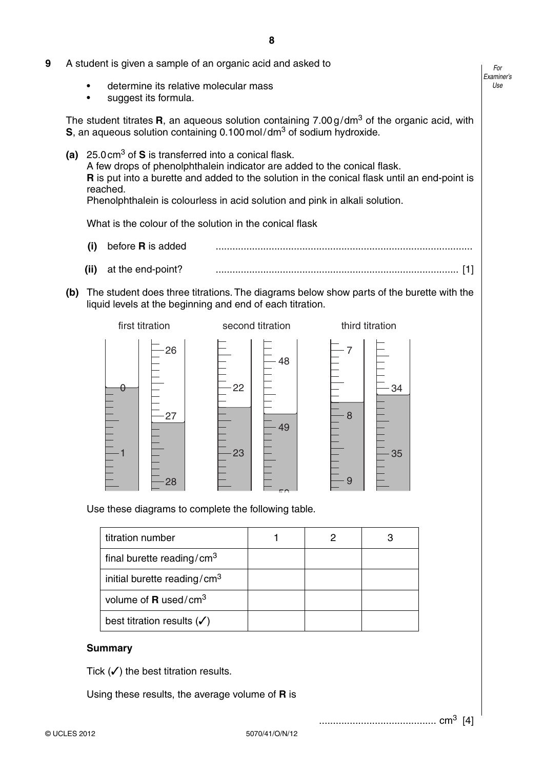**9** A student is given a sample of an organic acid and asked to

- determine its relative molecular mass
- suggest its formula.

The student titrates **R**, an aqueous solution containing 7.00 g/dm$^3$ of the organic acid, with **S**, an aqueous solution containing 0.100 mol/dm$^3$ of sodium hydroxide.

**(a)** 25.0 cm$^3$ of **S** is transferred into a conical flask.
A few drops of phenolphthalein indicator are added to the conical flask.
**R** is put into a burette and added to the solution in the conical flask until an end-point is reached.
Phenolphthalein is colourless in acid solution and pink in alkali solution.

What is the colour of the solution in the conical flask

**(i)** before **R** is added ..........................................................................................

**(ii)** at the end-point? ...................................................................................... [1]

**(b)** The student does three titrations. The diagrams below show parts of the burette with the liquid levels at the beginning and end of each titration.

first titration second titration third titration

Use these diagrams to complete the following table.

| titration number | 1 | 2 | 3 |
|---|---|---|---|
| final burette reading/cm$^3$ | | | |
| initial burette reading/cm$^3$ | | | |
| volume of **R** used/cm$^3$ | | | |
| best titration results (✓) | | | |

**Summary**

Tick (✓) the best titration results.

Using these results, the average volume of **R** is

.......................................... cm$^3$ [4]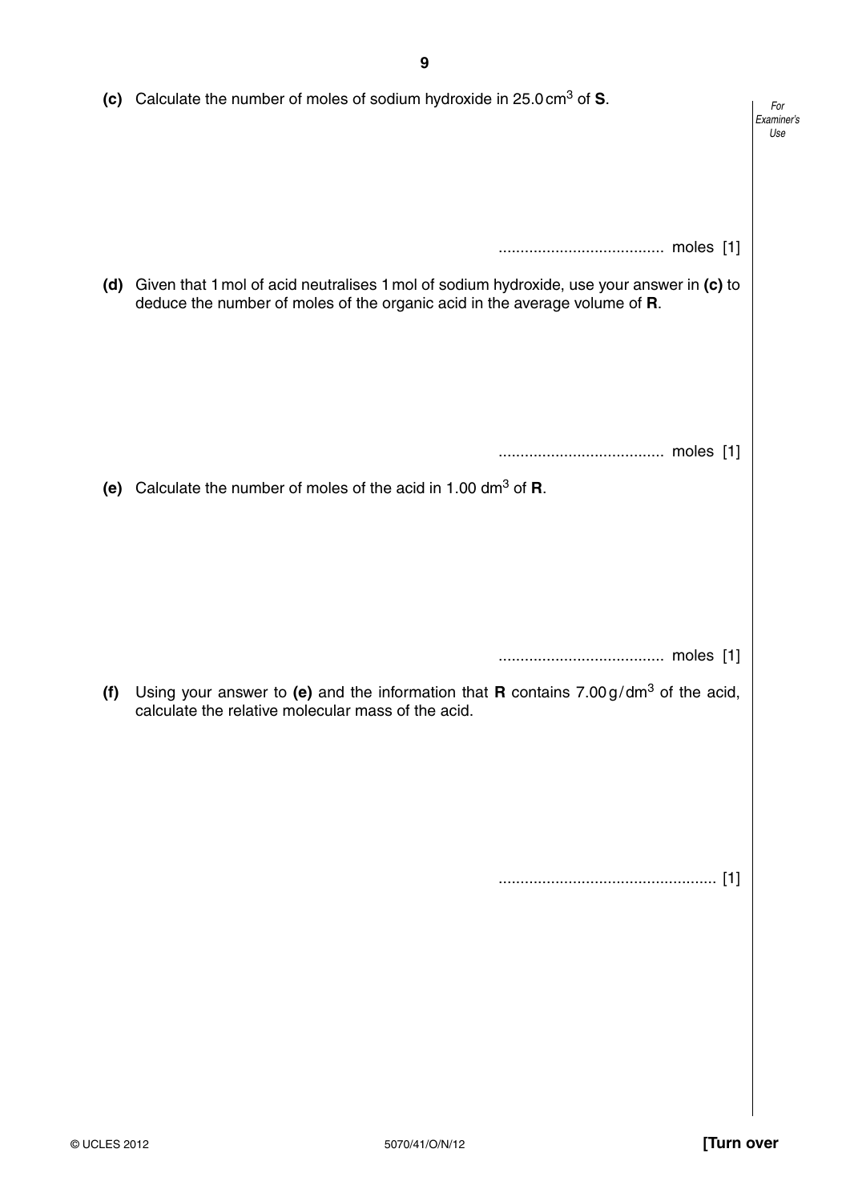**(c)** Calculate the number of moles of sodium hydroxide in 25.0 $cm^3$ of **S**.

...................................... moles [1]

**(d)** Given that 1 mol of acid neutralises 1 mol of sodium hydroxide, use your answer in **(c)** to deduce the number of moles of the organic acid in the average volume of **R**.

...................................... moles [1]

**(e)** Calculate the number of moles of the acid in 1.00 $dm^3$ of **R**.

...................................... moles [1]

**(f)** Using your answer to **(e)** and the information that **R** contains 7.00 g / $dm^3$ of the acid, calculate the relative molecular mass of the acid.

.................................................. [1]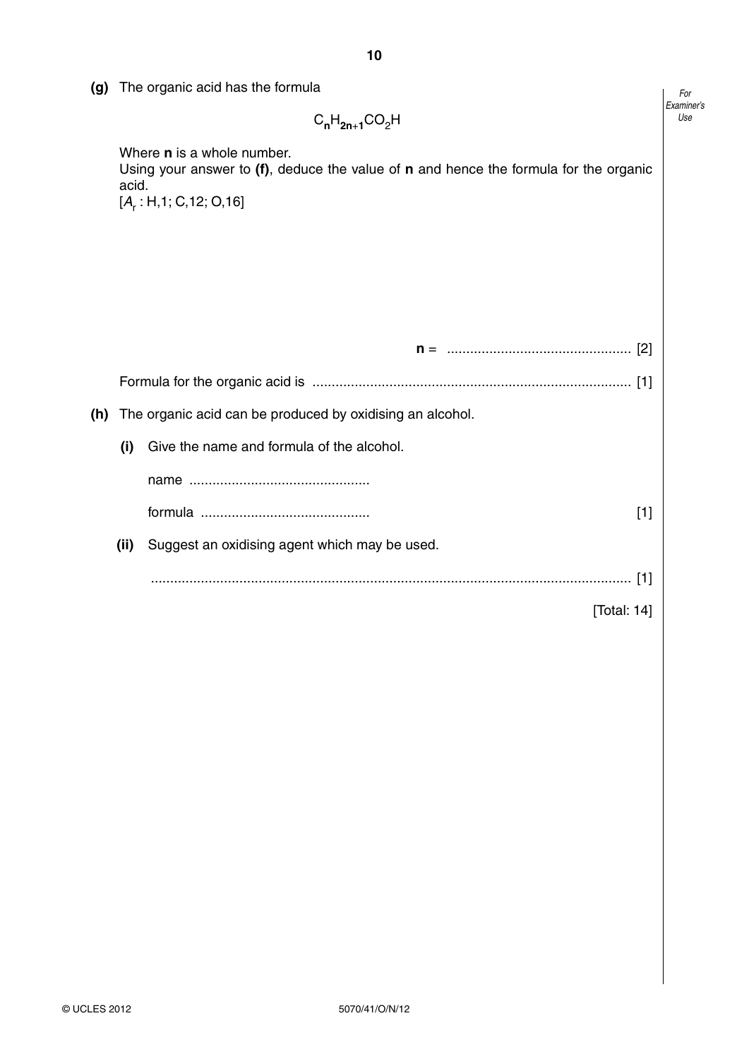**(g)** The organic acid has the formula

$$C_nH_{2n+1}CO_2H$$

Where **n** is a whole number.
Using your answer to **(f)**, deduce the value of **n** and hence the formula for the organic acid.
[$A_r$ : H,1; C,12; O,16]

**n** = ................................................ [2]

Formula for the organic acid is .................................................................................. [1]

**(h)** The organic acid can be produced by oxidising an alcohol.

**(i)** Give the name and formula of the alcohol.

name ..............................................

formula ........................................... [1]

**(ii)** Suggest an oxidising agent which may be used.

.............................................................................................................................. [1]

[Total: 14]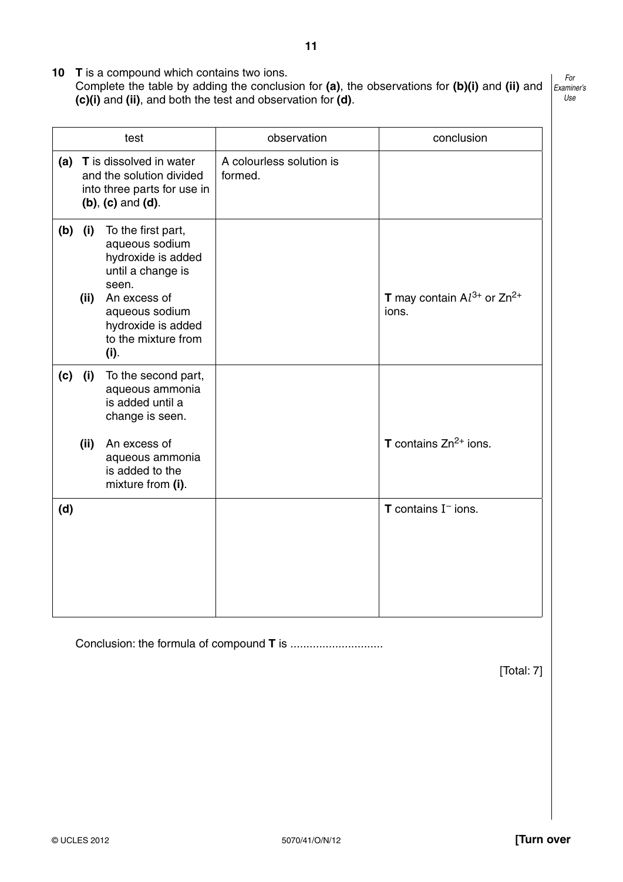**10** **T** is a compound which contains two ions.

Complete the table by adding the conclusion for **(a)**, the observations for **(b)(i)** and **(ii)** and **(c)(i)** and **(ii)**, and both the test and observation for **(d)**.

| test | observation | conclusion |
|---|---|---|
| **(a)** **T** is dissolved in water and the solution divided into three parts for use in **(b)**, **(c)** and **(d)**. | A colourless solution is formed. | |
| **(b)** **(i)** To the first part, aqueous sodium hydroxide is added until a change is seen.<br>**(ii)** An excess of aqueous sodium hydroxide is added to the mixture from **(i)**. | | **T** may contain $Al^{3+}$ or $Zn^{2+}$ ions. |
| **(c)** **(i)** To the second part, aqueous ammonia is added until a change is seen.<br>**(ii)** An excess of aqueous ammonia is added to the mixture from **(i)**. | | **T** contains $Zn^{2+}$ ions. |
| **(d)** | | **T** contains $I^{-}$ ions. |

Conclusion: the formula of compound **T** is ............................

[Total: 7]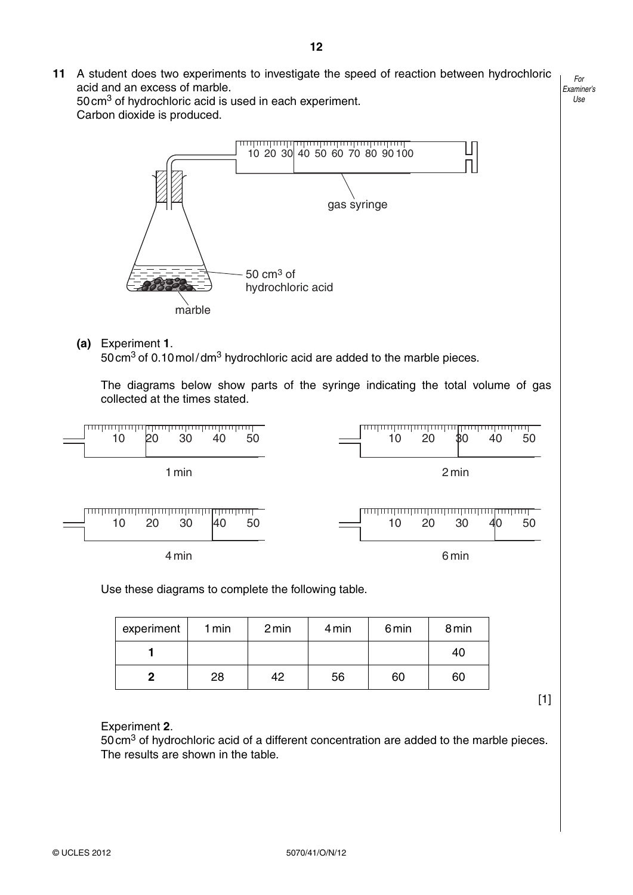**11** A student does two experiments to investigate the speed of reaction between hydrochloric acid and an excess of marble.
50 $cm^3$ of hydrochloric acid is used in each experiment.
Carbon dioxide is produced.

gas syringe

50 $cm^3$ of hydrochloric acid

marble

**(a)** Experiment **1**.
50 $cm^3$ of 0.10 mol / $dm^3$ hydrochloric acid are added to the marble pieces.

The diagrams below show parts of the syringe indicating the total volume of gas collected at the times stated.

1 min

2 min

4 min

6 min

Use these diagrams to complete the following table.

| experiment | 1 min | 2 min | 4 min | 6 min | 8 min |
|---|---|---|---|---|---|
| **1** | | | | | 40 |
| **2** | 28 | 42 | 56 | 60 | 60 |

[1]

Experiment **2**.
50 $cm^3$ of hydrochloric acid of a different concentration are added to the marble pieces.
The results are shown in the table.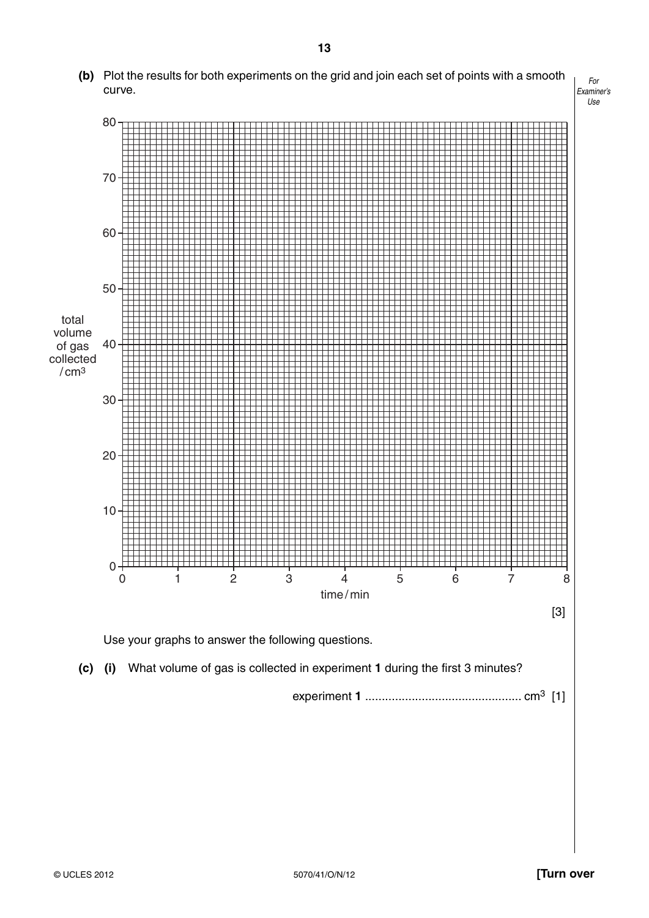**(b)** Plot the results for both experiments on the grid and join each set of points with a smooth curve.

*For Examiner's Use*

[Grid: y-axis "total volume of gas collected / $cm^3$" from 0 to 80; x-axis "time / min" from 0 to 8]

[3]

Use your graphs to answer the following questions.

**(c)** **(i)** What volume of gas is collected in experiment **1** during the first 3 minutes?

experiment **1** .............................................. $cm^3$ [1]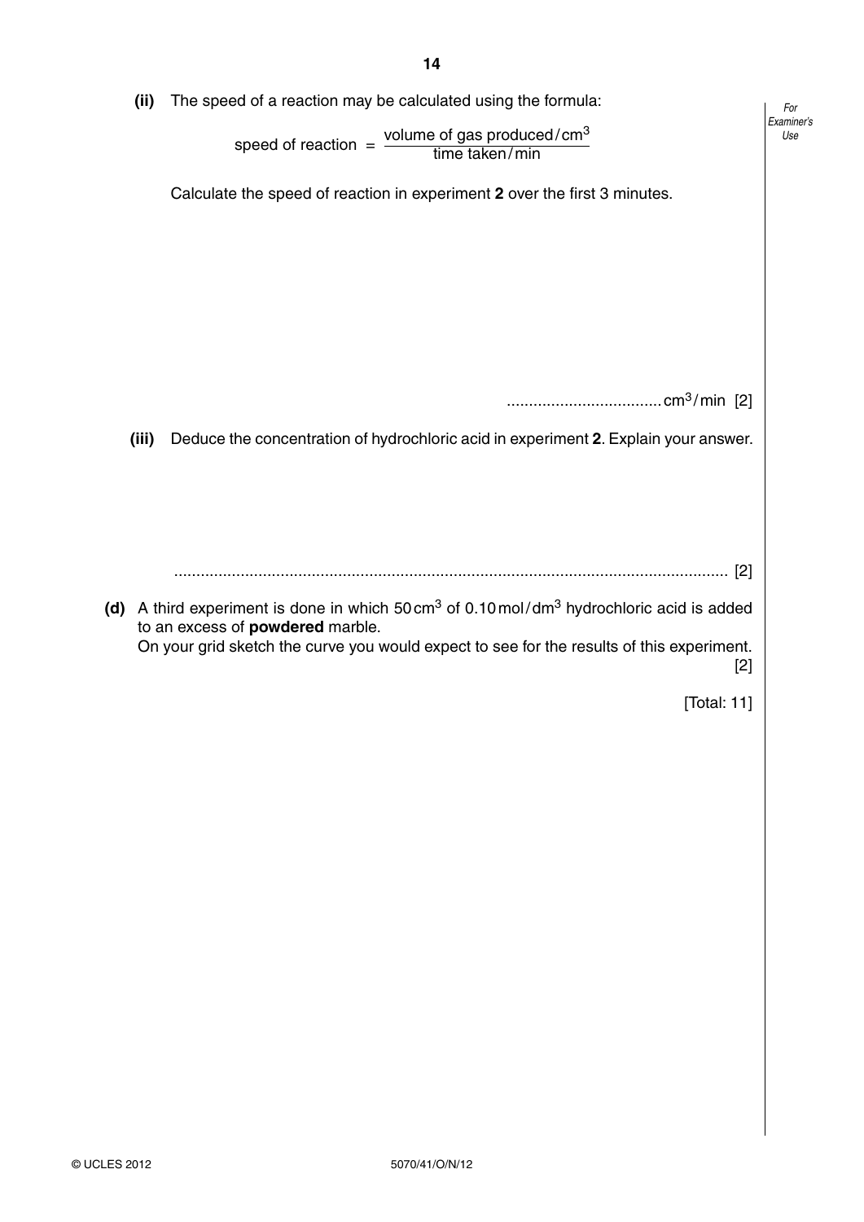**(ii)** The speed of a reaction may be calculated using the formula:

$$\text{speed of reaction} = \frac{\text{volume of gas produced / cm}^3}{\text{time taken / min}}$$

Calculate the speed of reaction in experiment **2** over the first 3 minutes.

.................................. $cm^3$/min [2]

**(iii)** Deduce the concentration of hydrochloric acid in experiment **2**. Explain your answer.

............................................................................................................................ [2]

**(d)** A third experiment is done in which 50 $cm^3$ of 0.10 mol/$dm^3$ hydrochloric acid is added to an excess of **powdered** marble.
On your grid sketch the curve you would expect to see for the results of this experiment. [2]

[Total: 11]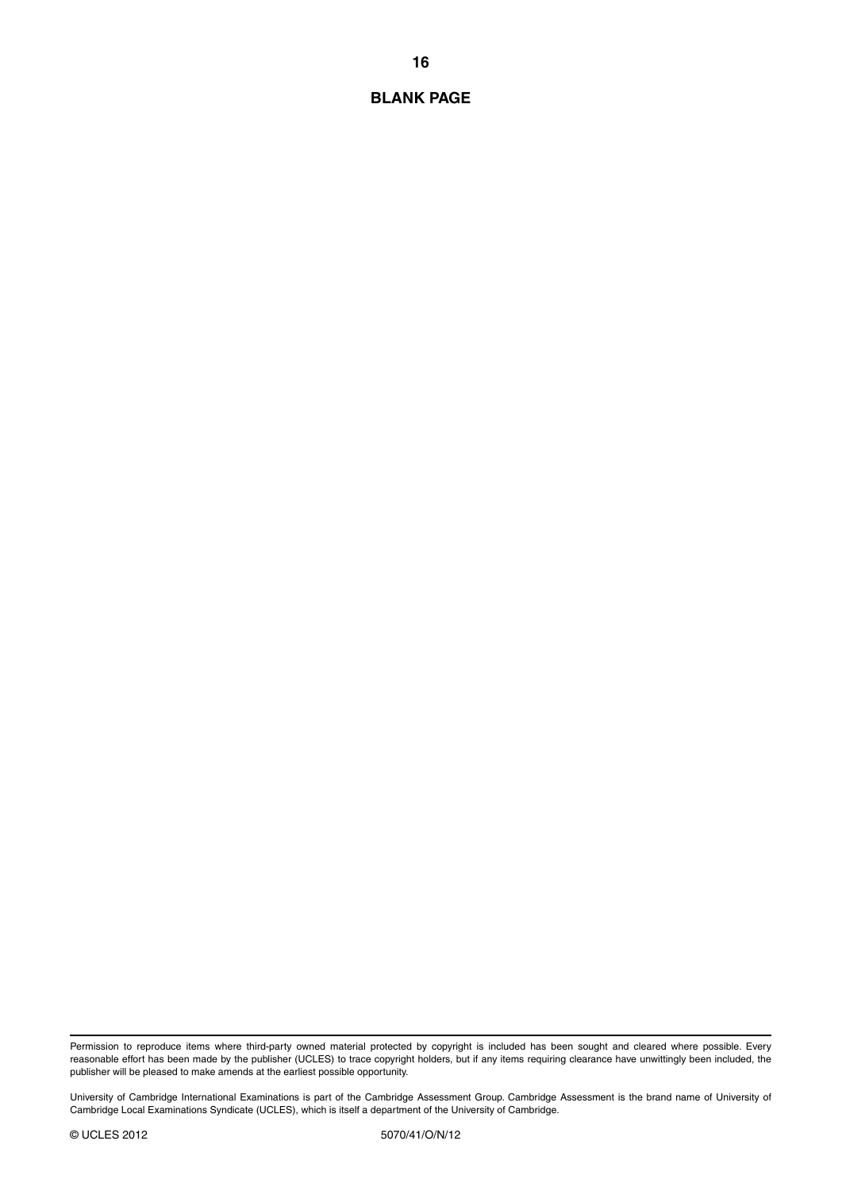**BLANK PAGE**

Permission to reproduce items where third-party owned material protected by copyright is included has been sought and cleared where possible. Every reasonable effort has been made by the publisher (UCLES) to trace copyright holders, but if any items requiring clearance have unwittingly been included, the publisher will be pleased to make amends at the earliest possible opportunity.

University of Cambridge International Examinations is part of the Cambridge Assessment Group. Cambridge Assessment is the brand name of University of Cambridge Local Examinations Syndicate (UCLES), which is itself a department of the University of Cambridge.

© UCLES 2012 5070/41/O/N/12